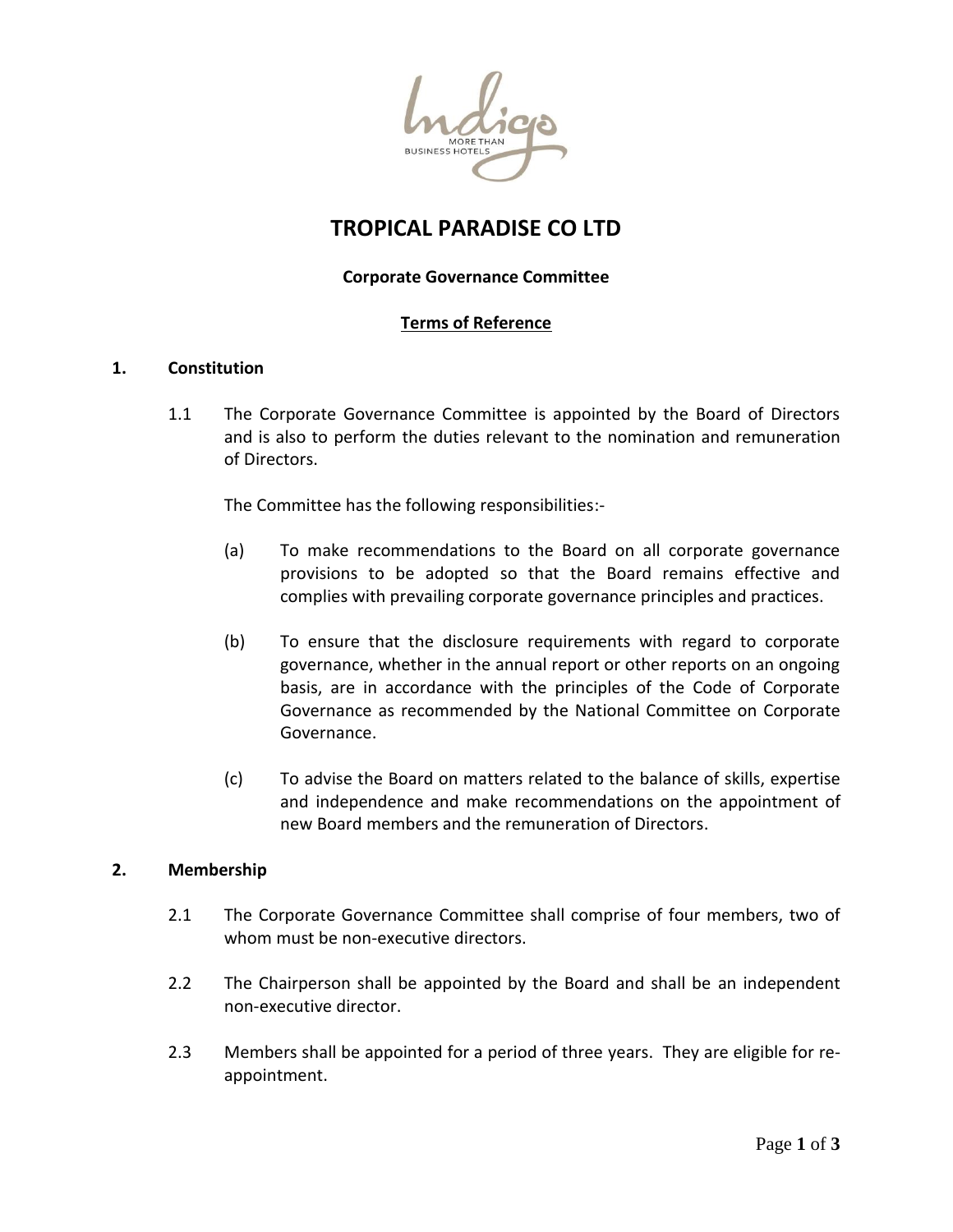# TROPICAL PARADISE CO LTD

**Corporate Governance Committee**

**Terms of Reference**

## 1. Constitution

1.1 The Corporate Governance Committee is appointed by the Board of Directors and is also to perform the duties relevant to the nomination and remuneration of Directors.

The Committee has the following responsibilities:-

(a) To make recommendations to the Board on all corporate governance provisions to be adopted so that the Board remains effective and complies with prevailing corporate governance principles and practices.

(b) To ensure that the disclosure requirements with regard to corporate governance, whether in the annual report or other reports on an ongoing basis, are in accordance with the principles of the Code of Corporate Governance as recommended by the National Committee on Corporate Governance.

(c) To advise the Board on matters related to the balance of skills, expertise and independence and make recommendations on the appointment of new Board members and the remuneration of Directors.

## 2. Membership

2.1 The Corporate Governance Committee shall comprise of four members, two of whom must be non-executive directors.

2.2 The Chairperson shall be appointed by the Board and shall be an independent non-executive director.

2.3 Members shall be appointed for a period of three years. They are eligible for re-appointment.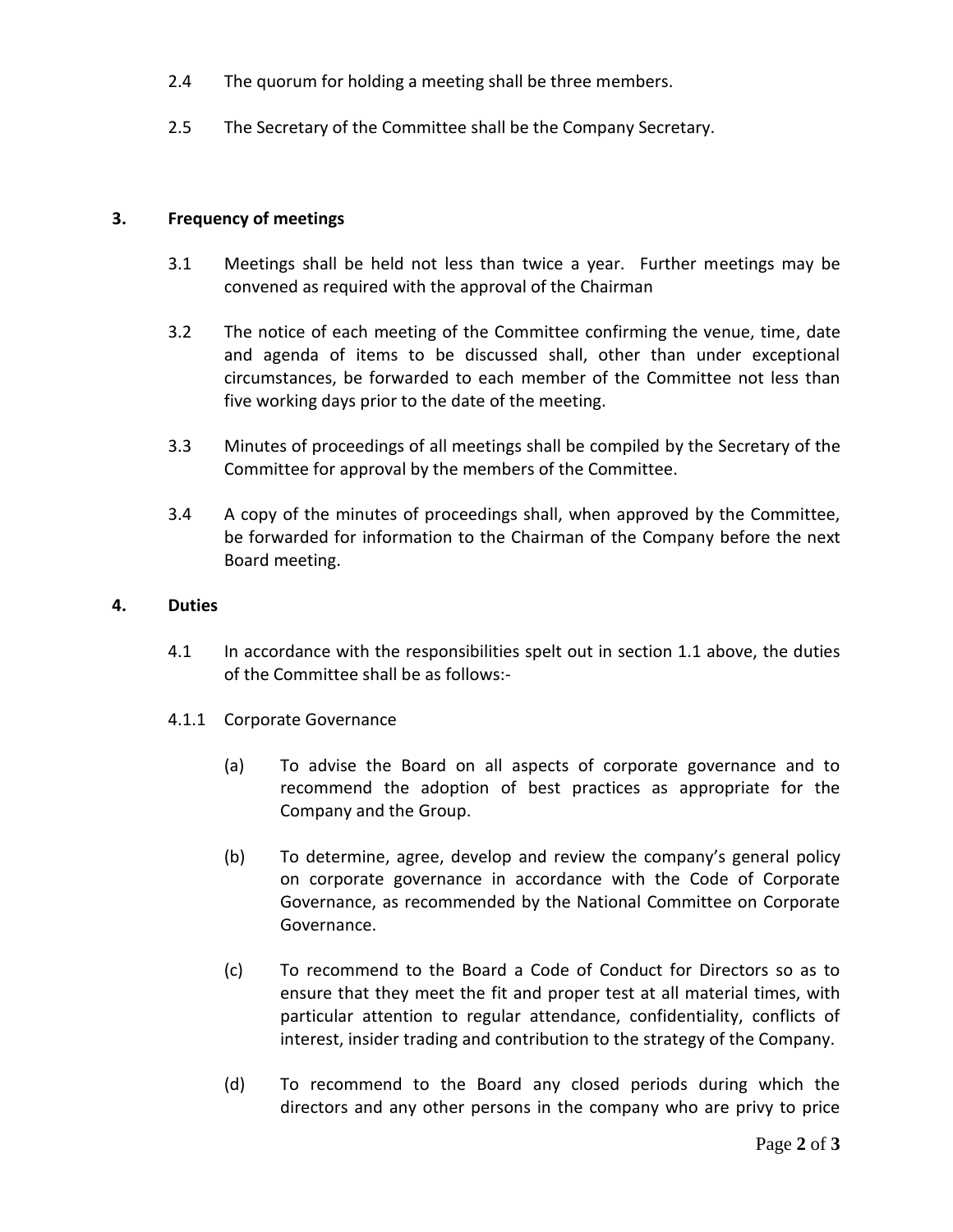2.4 The quorum for holding a meeting shall be three members.

2.5 The Secretary of the Committee shall be the Company Secretary.

## 3. Frequency of meetings

3.1 Meetings shall be held not less than twice a year. Further meetings may be convened as required with the approval of the Chairman

3.2 The notice of each meeting of the Committee confirming the venue, time, date and agenda of items to be discussed shall, other than under exceptional circumstances, be forwarded to each member of the Committee not less than five working days prior to the date of the meeting.

3.3 Minutes of proceedings of all meetings shall be compiled by the Secretary of the Committee for approval by the members of the Committee.

3.4 A copy of the minutes of proceedings shall, when approved by the Committee, be forwarded for information to the Chairman of the Company before the next Board meeting.

## 4. Duties

4.1 In accordance with the responsibilities spelt out in section 1.1 above, the duties of the Committee shall be as follows:-

4.1.1 Corporate Governance

(a) To advise the Board on all aspects of corporate governance and to recommend the adoption of best practices as appropriate for the Company and the Group.

(b) To determine, agree, develop and review the company's general policy on corporate governance in accordance with the Code of Corporate Governance, as recommended by the National Committee on Corporate Governance.

(c) To recommend to the Board a Code of Conduct for Directors so as to ensure that they meet the fit and proper test at all material times, with particular attention to regular attendance, confidentiality, conflicts of interest, insider trading and contribution to the strategy of the Company.

(d) To recommend to the Board any closed periods during which the directors and any other persons in the company who are privy to price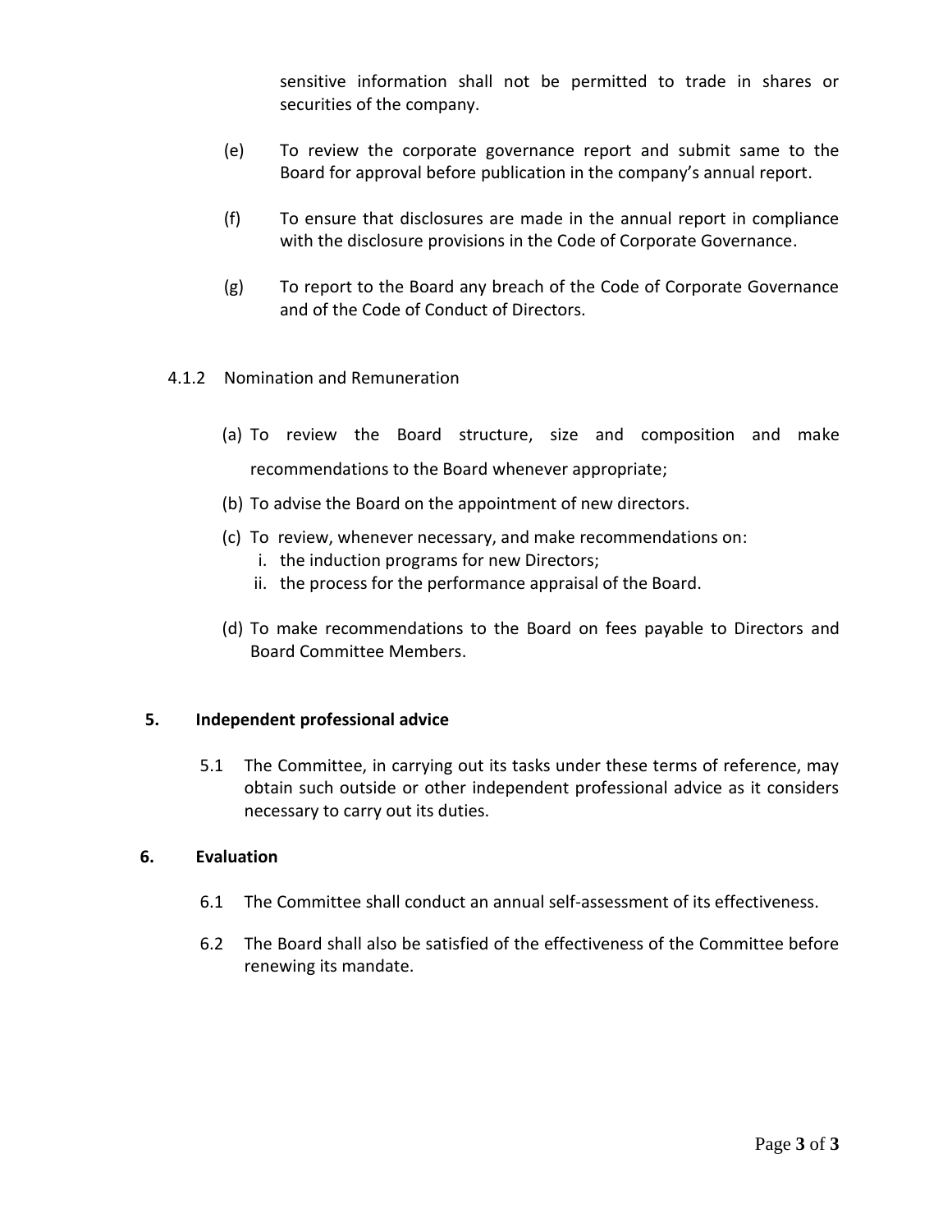sensitive information shall not be permitted to trade in shares or securities of the company.

(e) To review the corporate governance report and submit same to the Board for approval before publication in the company's annual report.

(f) To ensure that disclosures are made in the annual report in compliance with the disclosure provisions in the Code of Corporate Governance.

(g) To report to the Board any breach of the Code of Corporate Governance and of the Code of Conduct of Directors.

4.1.2 Nomination and Remuneration

(a) To review the Board structure, size and composition and make recommendations to the Board whenever appropriate;

(b) To advise the Board on the appointment of new directors.

(c) To review, whenever necessary, and make recommendations on:
   i. the induction programs for new Directors;
   ii. the process for the performance appraisal of the Board.

(d) To make recommendations to the Board on fees payable to Directors and Board Committee Members.

## 5. Independent professional advice

5.1 The Committee, in carrying out its tasks under these terms of reference, may obtain such outside or other independent professional advice as it considers necessary to carry out its duties.

## 6. Evaluation

6.1 The Committee shall conduct an annual self-assessment of its effectiveness.

6.2 The Board shall also be satisfied of the effectiveness of the Committee before renewing its mandate.